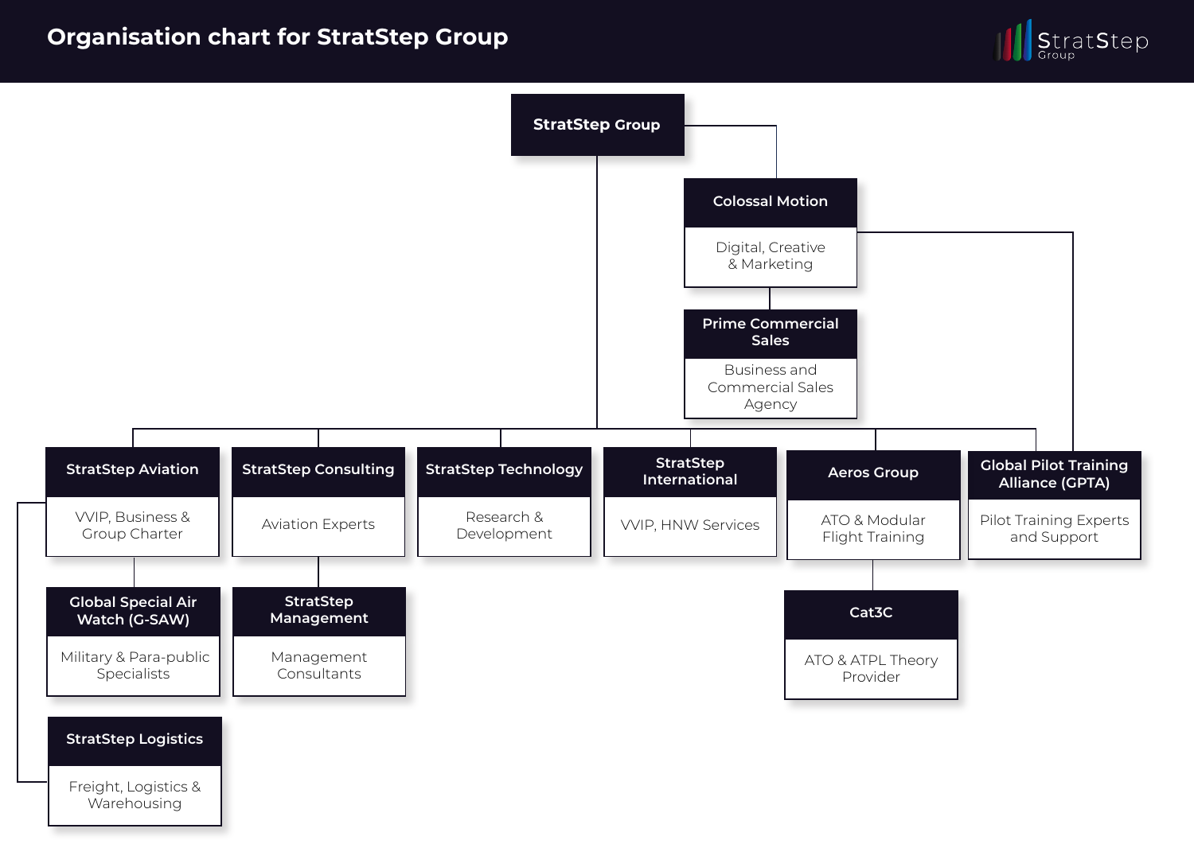# Organisation chart for StratStep Group

StratStep Group

- **StratStep Group**
  - **Colossal Motion** — Digital, Creative & Marketing
    - **Prime Commercial Sales** — Business and Commercial Sales Agency
    - **Global Pilot Training Alliance (GPTA)** — Pilot Training Experts and Support
  - **StratStep Aviation** — VVIP, Business & Group Charter
    - **Global Special Air Watch (G-SAW)** — Military & Para-public Specialists
    - **StratStep Logistics** — Freight, Logistics & Warehousing
  - **StratStep Consulting** — Aviation Experts
    - **StratStep Management** — Management Consultants
  - **StratStep Technology** — Research & Development
  - **StratStep International** — VVIP, HNW Services
  - **Aeros Group** — ATO & Modular Flight Training
    - **Cat3C** — ATO & ATPL Theory Provider
  - **Global Pilot Training Alliance (GPTA)** — Pilot Training Experts and Support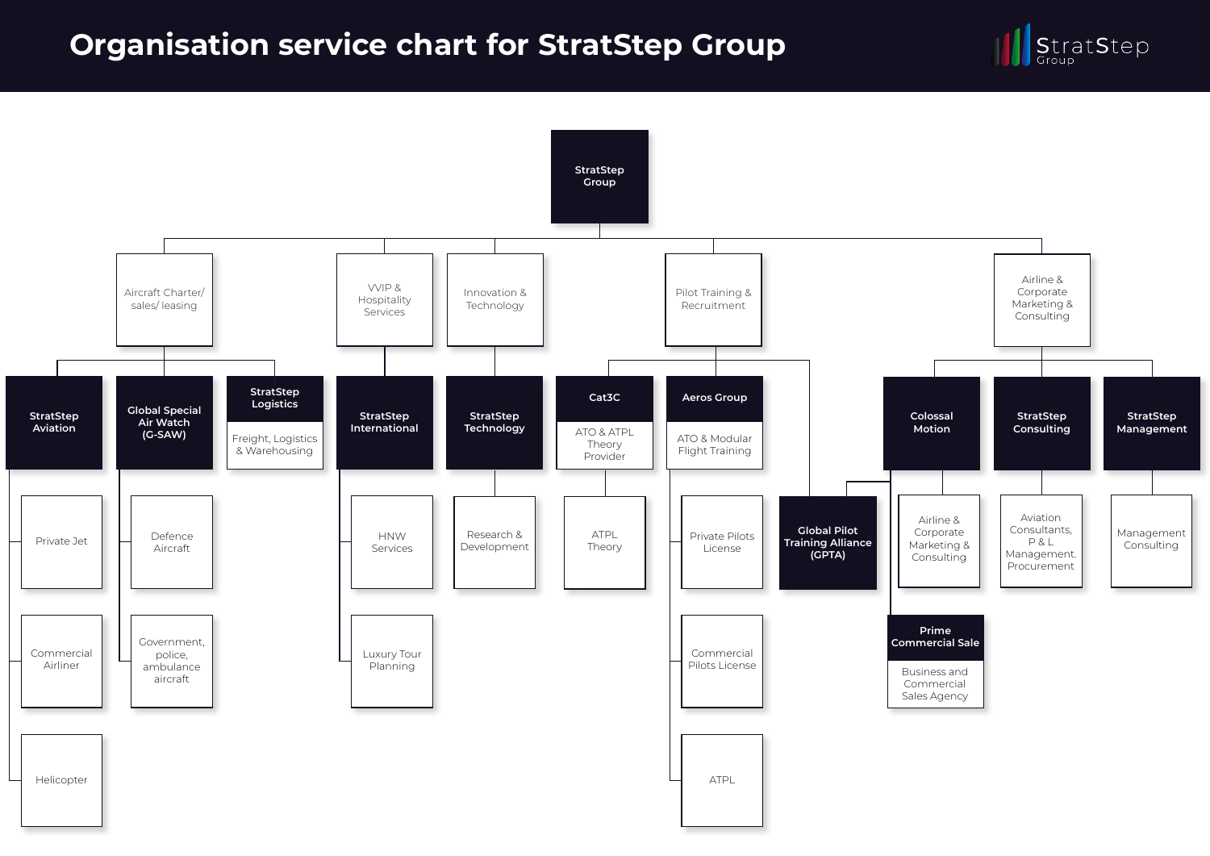# Organisation service chart for StratStep Group

StratStep Group

- **StratStep Group**
  - Aircraft Charter/ sales/ leasing
    - **StratStep Aviation**
      - Private Jet
      - Commercial Airliner
      - Helicopter
    - **Global Special Air Watch (G-SAW)**
      - Defence Aircraft
      - Government, police, ambulance aircraft
    - **StratStep Logistics**
      - Freight, Logistics & Warehousing
  - VVIP & Hospitality Services
    - **StratStep International**
      - HNW Services
      - Luxury Tour Planning
  - Innovation & Technology
    - **StratStep Technology**
      - Research & Development
  - Pilot Training & Recruitment
    - **Cat3C**
      - ATO & ATPL Theory Provider
      - ATPL Theory
    - **Aeros Group**
      - ATO & Modular Flight Training
      - Private Pilots License
      - Commercial Pilots License
      - ATPL
    - **Global Pilot Training Alliance (GPTA)**
  - Airline & Corporate Marketing & Consulting
    - **Colossal Motion**
      - Airline & Corporate Marketing & Consulting
      - **Prime Commercial Sale**
        - Business and Commercial Sales Agency
    - **StratStep Consulting**
      - Aviation Consultants, P & L Management. Procurement
    - **StratStep Management**
      - Management Consulting